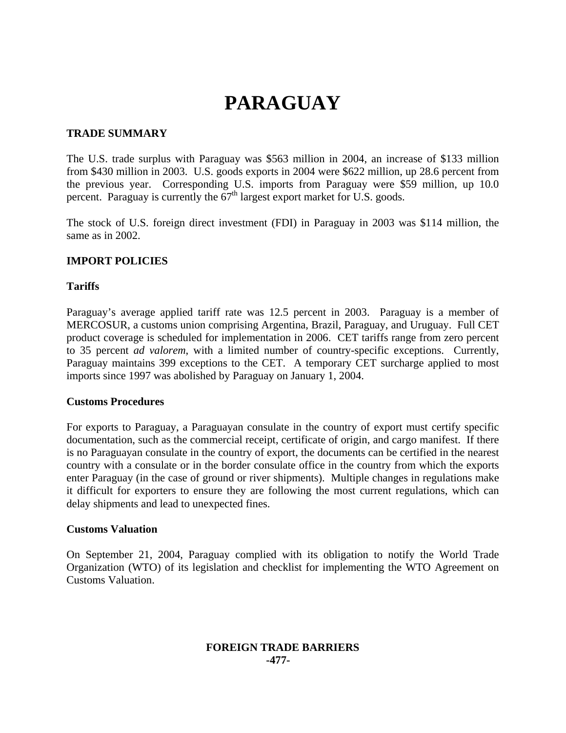# PARAGUAY

## TRADE SUMMARY

The U.S. trade surplus with Paraguay was $563 million in 2004, an increase of $133 million from $430 million in 2003. U.S. goods exports in 2004 were $622 million, up 28.6 percent from the previous year. Corresponding U.S. imports from Paraguay were $59 million, up 10.0 percent. Paraguay is currently the 67th largest export market for U.S. goods.

The stock of U.S. foreign direct investment (FDI) in Paraguay in 2003 was $114 million, the same as in 2002.

## IMPORT POLICIES

### Tariffs

Paraguay's average applied tariff rate was 12.5 percent in 2003. Paraguay is a member of MERCOSUR, a customs union comprising Argentina, Brazil, Paraguay, and Uruguay. Full CET product coverage is scheduled for implementation in 2006. CET tariffs range from zero percent to 35 percent *ad valorem*, with a limited number of country-specific exceptions. Currently, Paraguay maintains 399 exceptions to the CET. A temporary CET surcharge applied to most imports since 1997 was abolished by Paraguay on January 1, 2004.

### Customs Procedures

For exports to Paraguay, a Paraguayan consulate in the country of export must certify specific documentation, such as the commercial receipt, certificate of origin, and cargo manifest. If there is no Paraguayan consulate in the country of export, the documents can be certified in the nearest country with a consulate or in the border consulate office in the country from which the exports enter Paraguay (in the case of ground or river shipments). Multiple changes in regulations make it difficult for exporters to ensure they are following the most current regulations, which can delay shipments and lead to unexpected fines.

### Customs Valuation

On September 21, 2004, Paraguay complied with its obligation to notify the World Trade Organization (WTO) of its legislation and checklist for implementing the WTO Agreement on Customs Valuation.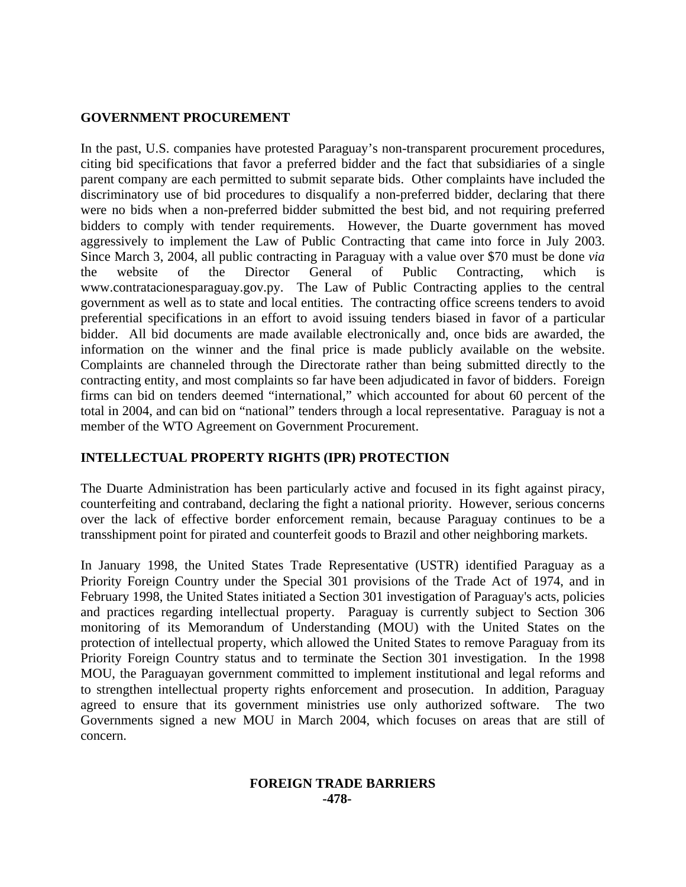## GOVERNMENT PROCUREMENT

In the past, U.S. companies have protested Paraguay's non-transparent procurement procedures, citing bid specifications that favor a preferred bidder and the fact that subsidiaries of a single parent company are each permitted to submit separate bids. Other complaints have included the discriminatory use of bid procedures to disqualify a non-preferred bidder, declaring that there were no bids when a non-preferred bidder submitted the best bid, and not requiring preferred bidders to comply with tender requirements. However, the Duarte government has moved aggressively to implement the Law of Public Contracting that came into force in July 2003. Since March 3, 2004, all public contracting in Paraguay with a value over $70 must be done *via* the website of the Director General of Public Contracting, which is www.contratacionesparaguay.gov.py. The Law of Public Contracting applies to the central government as well as to state and local entities. The contracting office screens tenders to avoid preferential specifications in an effort to avoid issuing tenders biased in favor of a particular bidder. All bid documents are made available electronically and, once bids are awarded, the information on the winner and the final price is made publicly available on the website. Complaints are channeled through the Directorate rather than being submitted directly to the contracting entity, and most complaints so far have been adjudicated in favor of bidders. Foreign firms can bid on tenders deemed "international," which accounted for about 60 percent of the total in 2004, and can bid on "national" tenders through a local representative. Paraguay is not a member of the WTO Agreement on Government Procurement.

## INTELLECTUAL PROPERTY RIGHTS (IPR) PROTECTION

The Duarte Administration has been particularly active and focused in its fight against piracy, counterfeiting and contraband, declaring the fight a national priority. However, serious concerns over the lack of effective border enforcement remain, because Paraguay continues to be a transshipment point for pirated and counterfeit goods to Brazil and other neighboring markets.

In January 1998, the United States Trade Representative (USTR) identified Paraguay as a Priority Foreign Country under the Special 301 provisions of the Trade Act of 1974, and in February 1998, the United States initiated a Section 301 investigation of Paraguay's acts, policies and practices regarding intellectual property. Paraguay is currently subject to Section 306 monitoring of its Memorandum of Understanding (MOU) with the United States on the protection of intellectual property, which allowed the United States to remove Paraguay from its Priority Foreign Country status and to terminate the Section 301 investigation. In the 1998 MOU, the Paraguayan government committed to implement institutional and legal reforms and to strengthen intellectual property rights enforcement and prosecution. In addition, Paraguay agreed to ensure that its government ministries use only authorized software. The two Governments signed a new MOU in March 2004, which focuses on areas that are still of concern.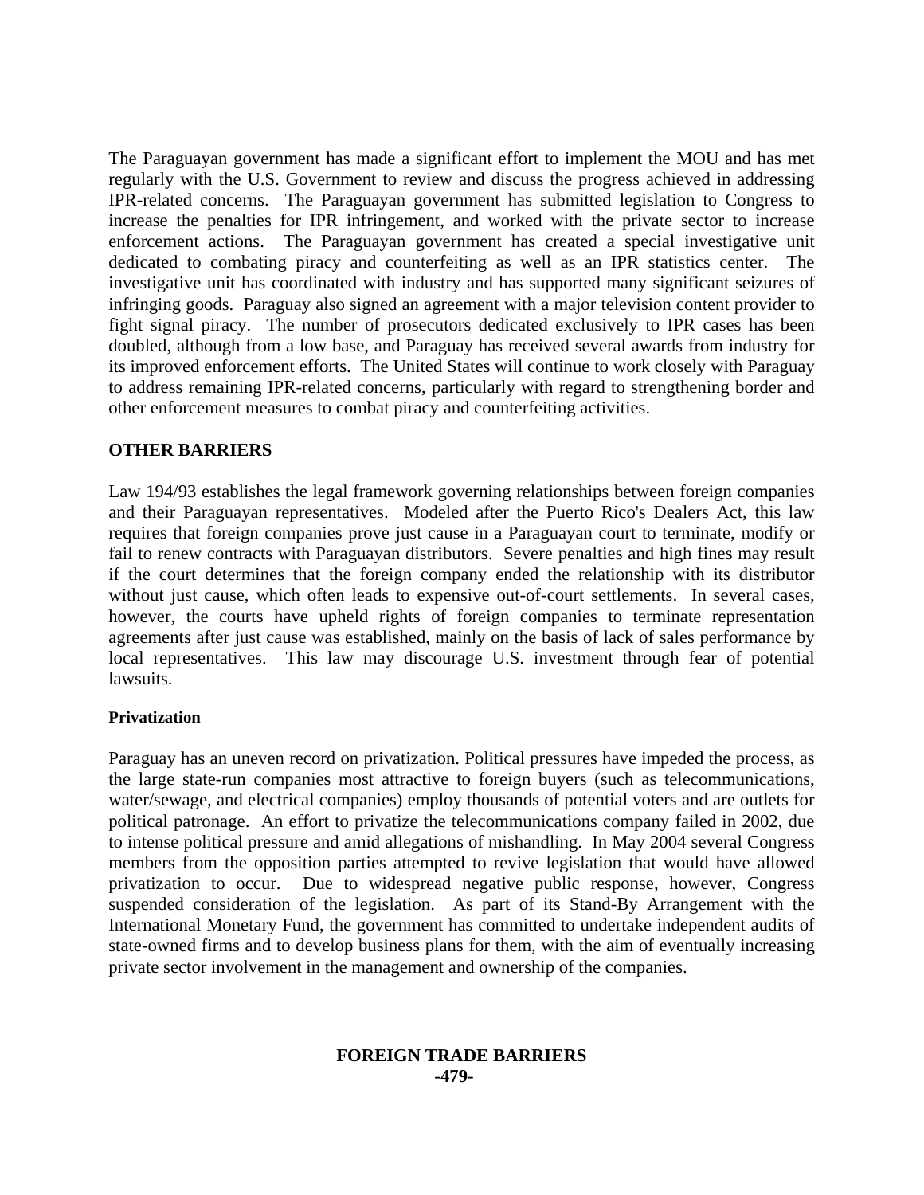The Paraguayan government has made a significant effort to implement the MOU and has met regularly with the U.S. Government to review and discuss the progress achieved in addressing IPR-related concerns. The Paraguayan government has submitted legislation to Congress to increase the penalties for IPR infringement, and worked with the private sector to increase enforcement actions. The Paraguayan government has created a special investigative unit dedicated to combating piracy and counterfeiting as well as an IPR statistics center. The investigative unit has coordinated with industry and has supported many significant seizures of infringing goods. Paraguay also signed an agreement with a major television content provider to fight signal piracy. The number of prosecutors dedicated exclusively to IPR cases has been doubled, although from a low base, and Paraguay has received several awards from industry for its improved enforcement efforts. The United States will continue to work closely with Paraguay to address remaining IPR-related concerns, particularly with regard to strengthening border and other enforcement measures to combat piracy and counterfeiting activities.

## OTHER BARRIERS

Law 194/93 establishes the legal framework governing relationships between foreign companies and their Paraguayan representatives. Modeled after the Puerto Rico's Dealers Act, this law requires that foreign companies prove just cause in a Paraguayan court to terminate, modify or fail to renew contracts with Paraguayan distributors. Severe penalties and high fines may result if the court determines that the foreign company ended the relationship with its distributor without just cause, which often leads to expensive out-of-court settlements. In several cases, however, the courts have upheld rights of foreign companies to terminate representation agreements after just cause was established, mainly on the basis of lack of sales performance by local representatives. This law may discourage U.S. investment through fear of potential lawsuits.

### Privatization

Paraguay has an uneven record on privatization. Political pressures have impeded the process, as the large state-run companies most attractive to foreign buyers (such as telecommunications, water/sewage, and electrical companies) employ thousands of potential voters and are outlets for political patronage. An effort to privatize the telecommunications company failed in 2002, due to intense political pressure and amid allegations of mishandling. In May 2004 several Congress members from the opposition parties attempted to revive legislation that would have allowed privatization to occur. Due to widespread negative public response, however, Congress suspended consideration of the legislation. As part of its Stand-By Arrangement with the International Monetary Fund, the government has committed to undertake independent audits of state-owned firms and to develop business plans for them, with the aim of eventually increasing private sector involvement in the management and ownership of the companies.